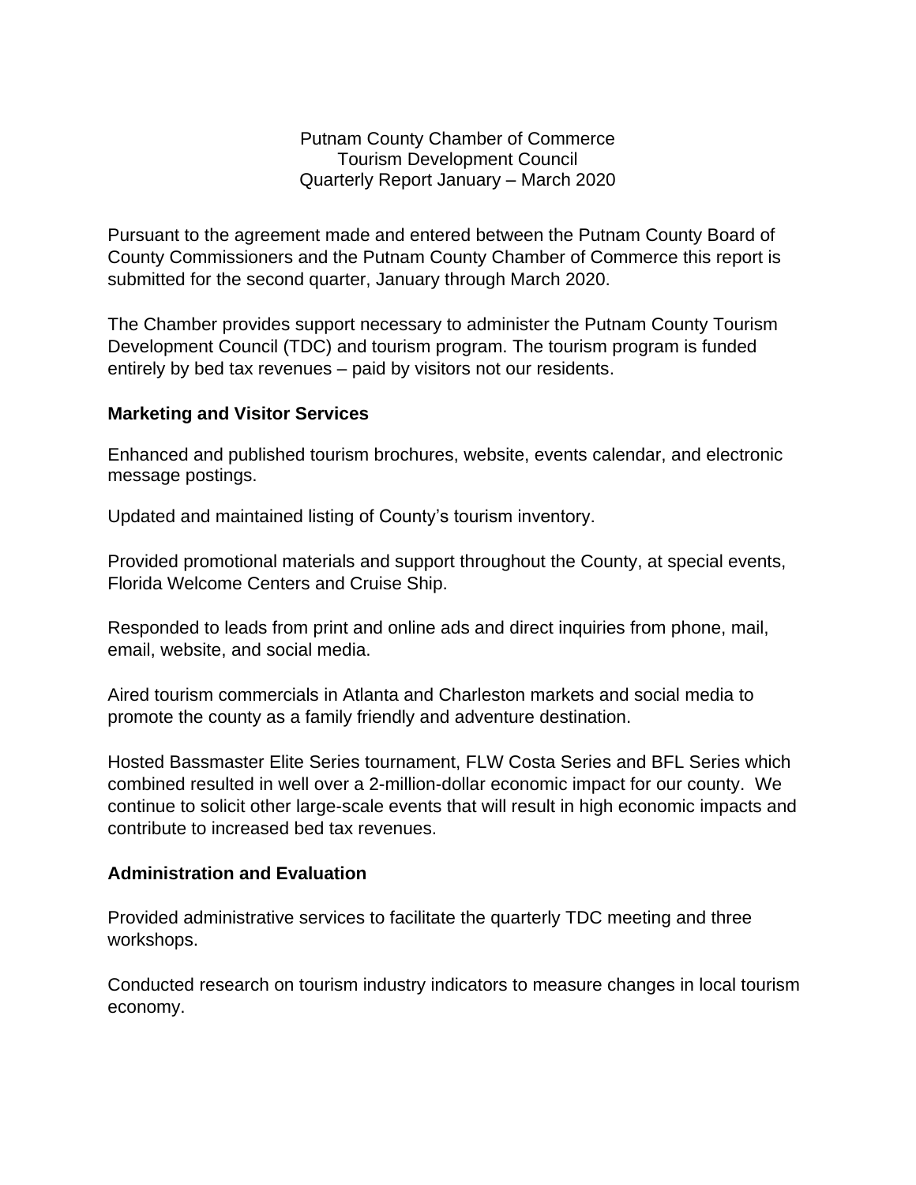Putnam County Chamber of Commerce
Tourism Development Council
Quarterly Report January – March 2020

Pursuant to the agreement made and entered between the Putnam County Board of County Commissioners and the Putnam County Chamber of Commerce this report is submitted for the second quarter, January through March 2020.

The Chamber provides support necessary to administer the Putnam County Tourism Development Council (TDC) and tourism program. The tourism program is funded entirely by bed tax revenues – paid by visitors not our residents.

**Marketing and Visitor Services**

Enhanced and published tourism brochures, website, events calendar, and electronic message postings.

Updated and maintained listing of County's tourism inventory.

Provided promotional materials and support throughout the County, at special events, Florida Welcome Centers and Cruise Ship.

Responded to leads from print and online ads and direct inquiries from phone, mail, email, website, and social media.

Aired tourism commercials in Atlanta and Charleston markets and social media to promote the county as a family friendly and adventure destination.

Hosted Bassmaster Elite Series tournament, FLW Costa Series and BFL Series which combined resulted in well over a 2-million-dollar economic impact for our county. We continue to solicit other large-scale events that will result in high economic impacts and contribute to increased bed tax revenues.

**Administration and Evaluation**

Provided administrative services to facilitate the quarterly TDC meeting and three workshops.

Conducted research on tourism industry indicators to measure changes in local tourism economy.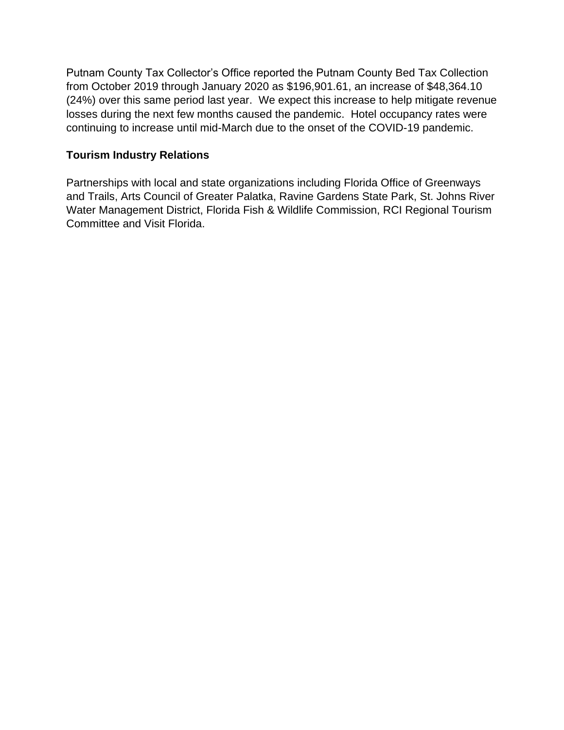Putnam County Tax Collector's Office reported the Putnam County Bed Tax Collection from October 2019 through January 2020 as $196,901.61, an increase of $48,364.10 (24%) over this same period last year. We expect this increase to help mitigate revenue losses during the next few months caused the pandemic. Hotel occupancy rates were continuing to increase until mid-March due to the onset of the COVID-19 pandemic.

**Tourism Industry Relations**

Partnerships with local and state organizations including Florida Office of Greenways and Trails, Arts Council of Greater Palatka, Ravine Gardens State Park, St. Johns River Water Management District, Florida Fish & Wildlife Commission, RCI Regional Tourism Committee and Visit Florida.